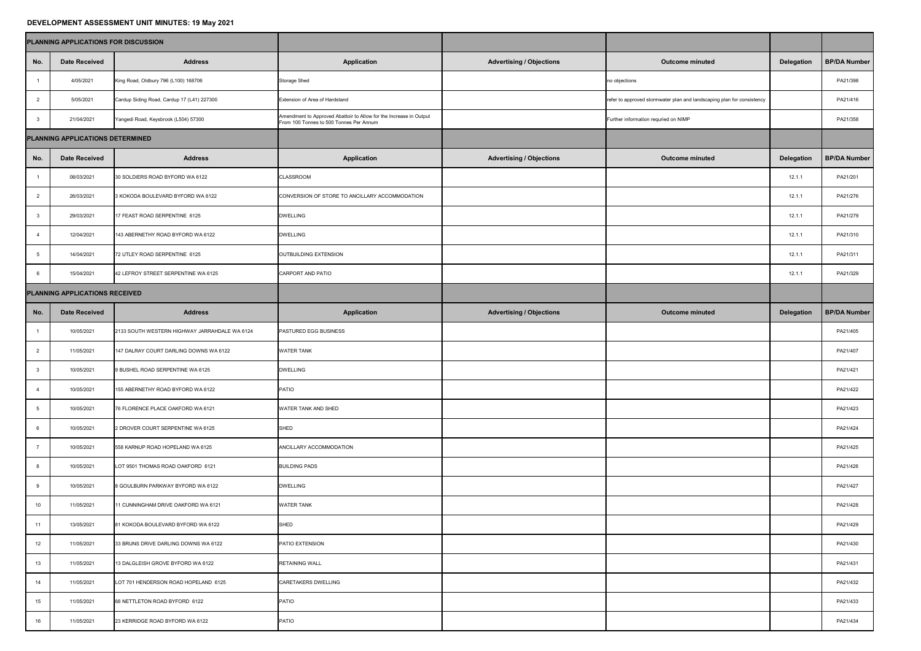# DEVELOPMENT ASSESSMENT UNIT MINUTES: 19 May 2021

| PLANNING APPLICATIONS FOR DISCUSSION | | | | | | | |
|---|---|---|---|---|---|---|---|
| No. | Date Received | Address | Application | Advertising / Objections | Outcome minuted | Delegation | BP/DA Number |
| 1 | 4/05/2021 | King Road, Oldbury 796 (L100) 168706 | Storage Shed | | no objections | | PA21/398 |
| 2 | 5/05/2021 | Cardup Siding Road, Cardup 17 (L41) 227300 | Extension of Area of Hardstand | | refer to approved stormwater plan and landscaping plan for consistency | | PA21/416 |
| 3 | 21/04/2021 | Yangedi Road, Keysbrook (L504) 57300 | Amendment to Approved Abattoir to Allow for the Increase in Output From 100 Tonnes to 500 Tonnes Per Annum | | Further information requried on NIMP | | PA21/358 |
| **PLANNING APPLICATIONS DETERMINED** | | | | | | | |
| No. | Date Received | Address | Application | Advertising / Objections | Outcome minuted | Delegation | BP/DA Number |
| 1 | 08/03/2021 | 30 SOLDIERS ROAD BYFORD WA 6122 | CLASSROOM | | | 12.1.1 | PA21/201 |
| 2 | 26/03/2021 | 3 KOKODA BOULEVARD BYFORD WA 6122 | CONVERSION OF STORE TO ANCILLARY ACCOMMODATION | | | 12.1.1 | PA21/276 |
| 3 | 29/03/2021 | 17 FEAST ROAD SERPENTINE 6125 | DWELLING | | | 12.1.1 | PA21/279 |
| 4 | 12/04/2021 | 143 ABERNETHY ROAD BYFORD WA 6122 | DWELLING | | | 12.1.1 | PA21/310 |
| 5 | 14/04/2021 | 72 UTLEY ROAD SERPENTINE 6125 | OUTBUILDING EXTENSION | | | 12.1.1 | PA21/311 |
| 6 | 15/04/2021 | 42 LEFROY STREET SERPENTINE WA 6125 | CARPORT AND PATIO | | | 12.1.1 | PA21/329 |
| **PLANNING APPLICATIONS RECEIVED** | | | | | | | |
| No. | Date Received | Address | Application | Advertising / Objections | Outcome minuted | Delegation | BP/DA Number |
| 1 | 10/05/2021 | 2133 SOUTH WESTERN HIGHWAY JARRAHDALE WA 6124 | PASTURED EGG BUSINESS | | | | PA21/405 |
| 2 | 11/05/2021 | 147 DALRAY COURT DARLING DOWNS WA 6122 | WATER TANK | | | | PA21/407 |
| 3 | 10/05/2021 | 9 BUSHEL ROAD SERPENTINE WA 6125 | DWELLING | | | | PA21/421 |
| 4 | 10/05/2021 | 155 ABERNETHY ROAD BYFORD WA 6122 | PATIO | | | | PA21/422 |
| 5 | 10/05/2021 | 76 FLORENCE PLACE OAKFORD WA 6121 | WATER TANK AND SHED | | | | PA21/423 |
| 6 | 10/05/2021 | 2 DROVER COURT SERPENTINE WA 6125 | SHED | | | | PA21/424 |
| 7 | 10/05/2021 | 558 KARNUP ROAD HOPELAND WA 6125 | ANCILLARY ACCOMMODATION | | | | PA21/425 |
| 8 | 10/05/2021 | LOT 9501 THOMAS ROAD OAKFORD 6121 | BUILDING PADS | | | | PA21/426 |
| 9 | 10/05/2021 | 8 GOULBURN PARKWAY BYFORD WA 6122 | DWELLING | | | | PA21/427 |
| 10 | 11/05/2021 | 11 CUNNINGHAM DRIVE OAKFORD WA 6121 | WATER TANK | | | | PA21/428 |
| 11 | 13/05/2021 | 81 KOKODA BOULEVARD BYFORD WA 6122 | SHED | | | | PA21/429 |
| 12 | 11/05/2021 | 33 BRUNS DRIVE DARLING DOWNS WA 6122 | PATIO EXTENSION | | | | PA21/430 |
| 13 | 11/05/2021 | 13 DALGLEISH GROVE BYFORD WA 6122 | RETAINING WALL | | | | PA21/431 |
| 14 | 11/05/2021 | LOT 701 HENDERSON ROAD HOPELAND 6125 | CARETAKERS DWELLING | | | | PA21/432 |
| 15 | 11/05/2021 | 66 NETTLETON ROAD BYFORD 6122 | PATIO | | | | PA21/433 |
| 16 | 11/05/2021 | 23 KERRIDGE ROAD BYFORD WA 6122 | PATIO | | | | PA21/434 |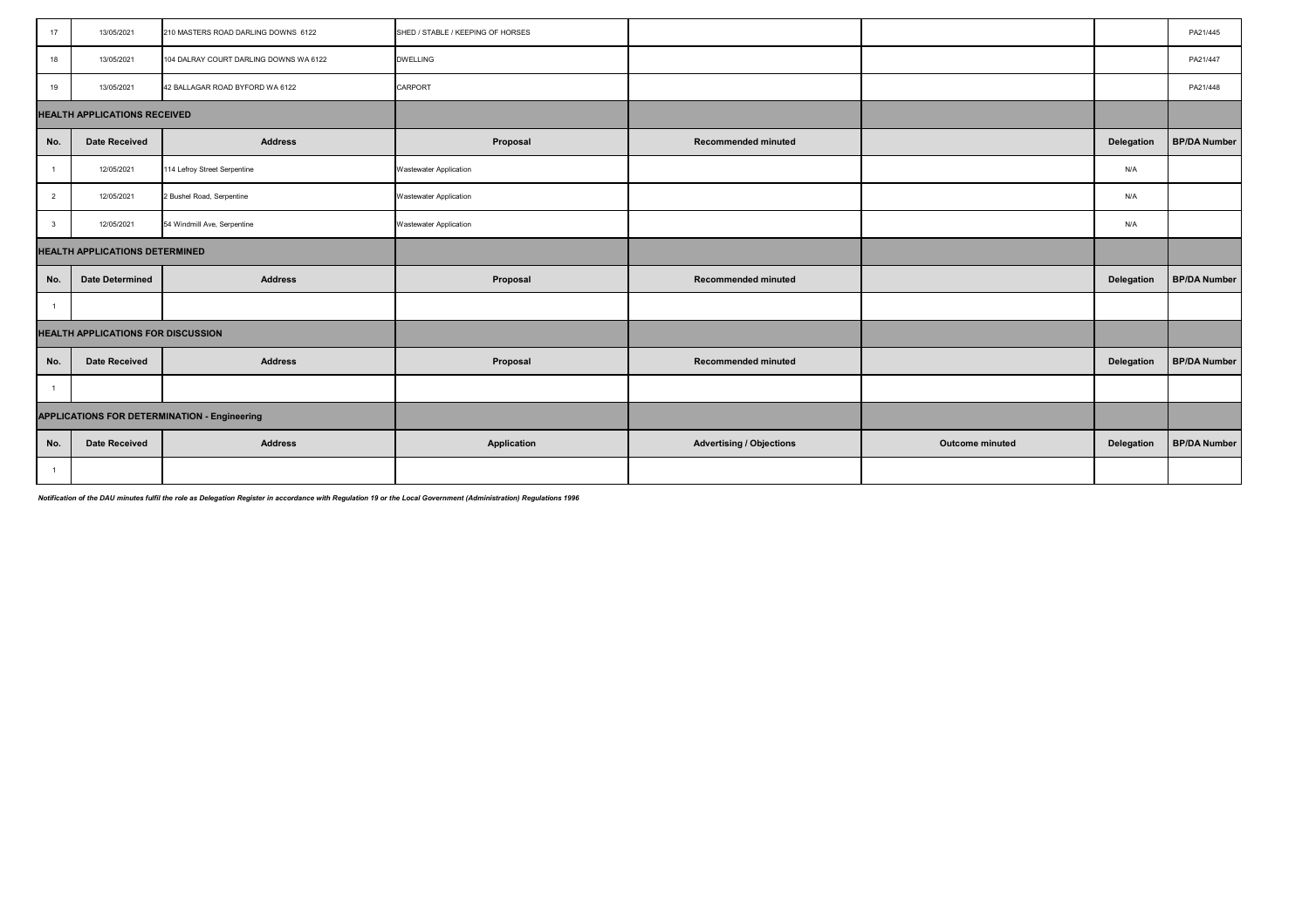| | | | | | | | |
|---|---|---|---|---|---|---|---|
| 17 | 13/05/2021 | 210 MASTERS ROAD DARLING DOWNS 6122 | SHED / STABLE / KEEPING OF HORSES | | | | PA21/445 |
| 18 | 13/05/2021 | 104 DALRAY COURT DARLING DOWNS WA 6122 | DWELLING | | | | PA21/447 |
| 19 | 13/05/2021 | 42 BALLAGAR ROAD BYFORD WA 6122 | CARPORT | | | | PA21/448 |
| **HEALTH APPLICATIONS RECEIVED** | | | | | | | |
| **No.** | **Date Received** | **Address** | **Proposal** | **Recommended minuted** | | **Delegation** | **BP/DA Number** |
| 1 | 12/05/2021 | 114 Lefroy Street Serpentine | Wastewater Application | | | N/A | |
| 2 | 12/05/2021 | 2 Bushel Road, Serpentine | Wastewater Application | | | N/A | |
| 3 | 12/05/2021 | 54 Windmill Ave, Serpentine | Wastewater Application | | | N/A | |
| **HEALTH APPLICATIONS DETERMINED** | | | | | | | |
| **No.** | **Date Determined** | **Address** | **Proposal** | **Recommended minuted** | | **Delegation** | **BP/DA Number** |
| 1 | | | | | | | |
| **HEALTH APPLICATIONS FOR DISCUSSION** | | | | | | | |
| **No.** | **Date Received** | **Address** | **Proposal** | **Recommended minuted** | | **Delegation** | **BP/DA Number** |
| 1 | | | | | | | |
| **APPLICATIONS FOR DETERMINATION - Engineering** | | | | | | | |
| **No.** | **Date Received** | **Address** | **Application** | **Advertising / Objections** | **Outcome minuted** | **Delegation** | **BP/DA Number** |
| 1 | | | | | | | |

***Notification of the DAU minutes fulfil the role as Delegation Register in accordance with Regulation 19 or the Local Government (Administration) Regulations 1996***